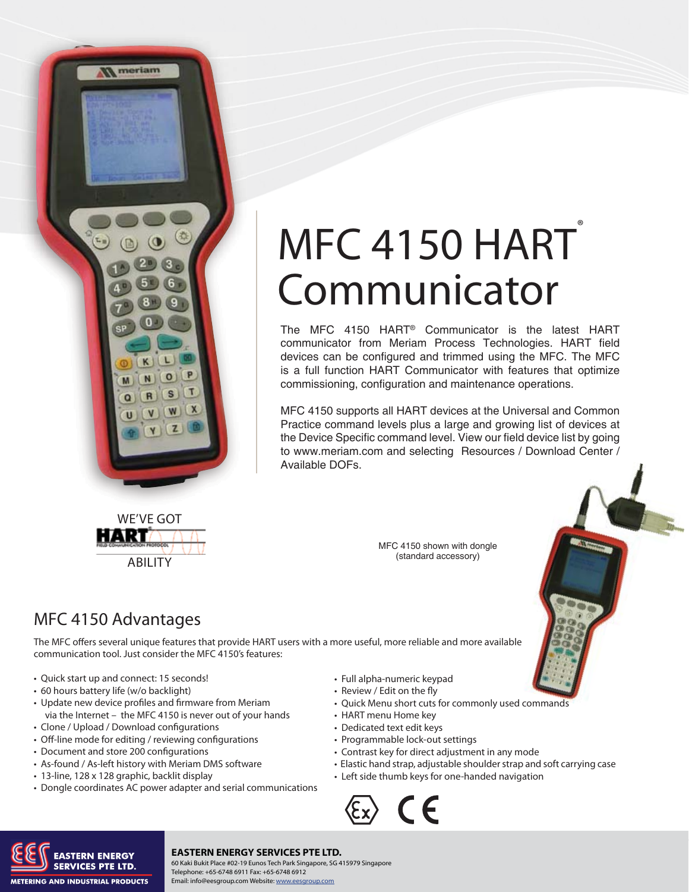# MFC 4150 HART® Communicator

The MFC 4150 HART® Communicator is the latest HART communicator from Meriam Process Technologies. HART field devices can be configured and trimmed using the MFC. The MFC is a full function HART Communicator with features that optimize commissioning, configuration and maintenance operations.

MFC 4150 supports all HART devices at the Universal and Common Practice command levels plus a large and growing list of devices at the Device Specific command level. View our field device list by going to www.meriam.com and selecting Resources / Download Center / Available DOFs.

WE'VE GOT HART ABILITY

MFC 4150 shown with dongle (standard accessory)

## MFC 4150 Advantages

The MFC offers several unique features that provide HART users with a more useful, more reliable and more available communication tool. Just consider the MFC 4150's features:

- Quick start up and connect: 15 seconds!
- 60 hours battery life (w/o backlight)
- Update new device profiles and firmware from Meriam via the Internet – the MFC 4150 is never out of your hands
- Clone / Upload / Download configurations
- Off-line mode for editing / reviewing configurations
- Document and store 200 configurations
- As-found / As-left history with Meriam DMS software
- 13-line, 128 x 128 graphic, backlit display
- Dongle coordinates AC power adapter and serial communications
- Full alpha-numeric keypad
- Review / Edit on the fly
- Quick Menu short cuts for commonly used commands
- HART menu Home key
- Dedicated text edit keys
- Programmable lock-out settings
- Contrast key for direct adjustment in any mode
- Elastic hand strap, adjustable shoulder strap and soft carrying case
- Left side thumb keys for one-handed navigation

**EASTERN ENERGY SERVICES PTE LTD.**
METERING AND INDUSTRIAL PRODUCTS
60 Kaki Bukit Place #02-19 Eunos Tech Park Singapore, SG 415979 Singapore
Telephone: +65-6748 6911 Fax: +65-6748 6912
Email: info@eesgroup.com Website: www.eesgroup.com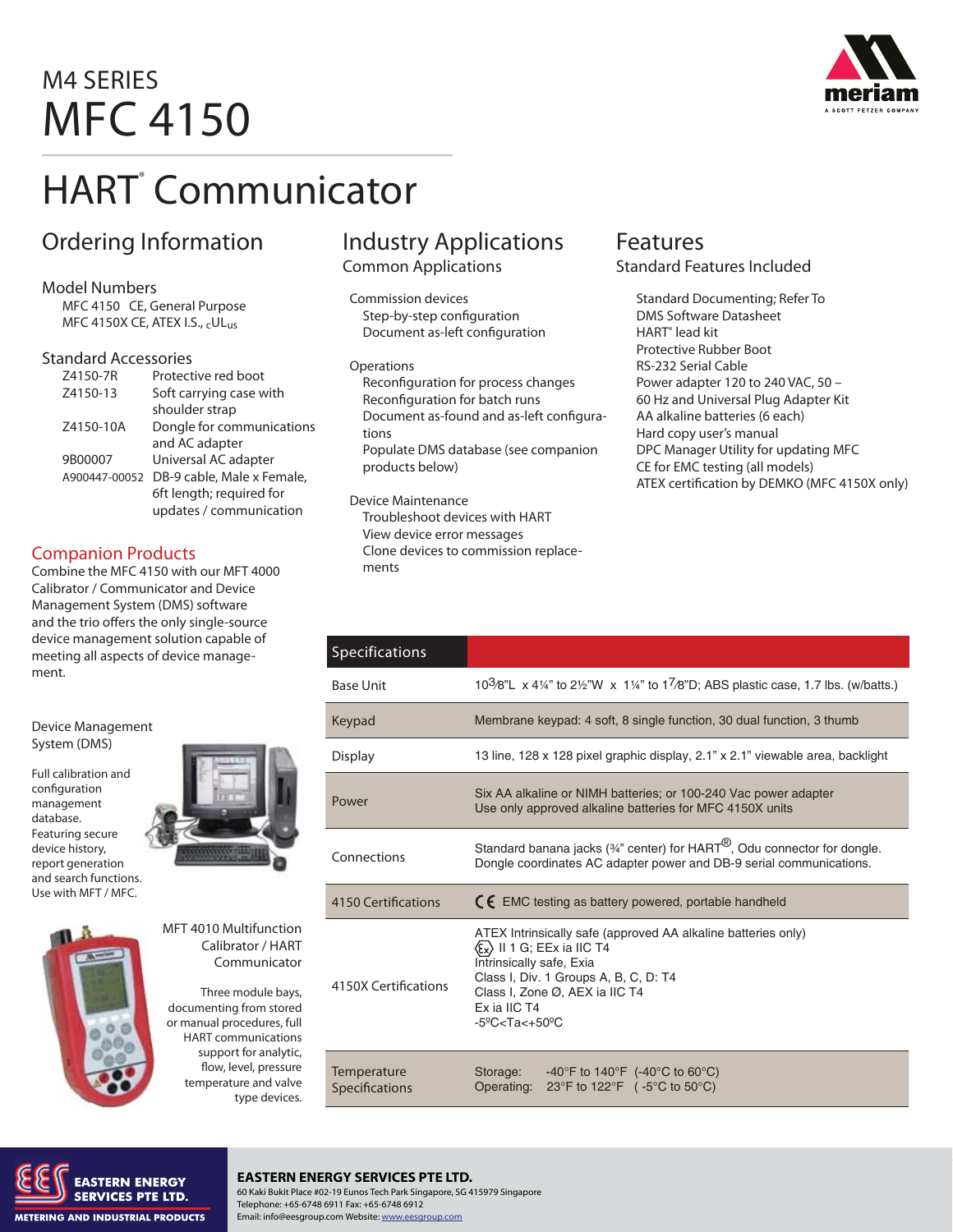# M4 SERIES
# MFC 4150

# HART® Communicator

## Ordering Information

### Model Numbers

MFC 4150 CE, General Purpose
MFC 4150X CE, ATEX I.S., cULus

### Standard Accessories

| | |
|---|---|
| Z4150-7R | Protective red boot |
| Z4150-13 | Soft carrying case with shoulder strap |
| Z4150-10A | Dongle for communications and AC adapter |
| 9B00007 | Universal AC adapter |
| A900447-00052 | DB-9 cable, Male x Female, 6ft length; required for updates / communication |

## Companion Products

Combine the MFC 4150 with our MFT 4000 Calibrator / Communicator and Device Management System (DMS) software and the trio offers the only single-source device management solution capable of meeting all aspects of device management.

Device Management System (DMS)

Full calibration and configuration management database. Featuring secure device history, report generation and search functions. Use with MFT / MFC.

MFT 4010 Multifunction Calibrator / HART Communicator

Three module bays, documenting from stored or manual procedures, full HART communications support for analytic, flow, level, pressure temperature and valve type devices.

## Industry Applications

### Common Applications

Commission devices
- Step-by-step configuration
- Document as-left configuration

Operations
- Reconfiguration for process changes
- Reconfiguration for batch runs
- Document as-found and as-left configurations
- Populate DMS database (see companion products below)

Device Maintenance
- Troubleshoot devices with HART
- View device error messages
- Clone devices to commission replacements

## Features

### Standard Features Included

- Standard Documenting; Refer To DMS Software Datasheet
- HART® lead kit
- Protective Rubber Boot
- RS-232 Serial Cable
- Power adapter 120 to 240 VAC, 50 – 60 Hz and Universal Plug Adapter Kit
- AA alkaline batteries (6 each)
- Hard copy user's manual
- DPC Manager Utility for updating MFC
- CE for EMC testing (all models)
- ATEX certification by DEMKO (MFC 4150X only)

| Specifications | |
|---|---|
| Base Unit | 10⅜"L x 4¼" to 2½"W x 1¼" to 1⅞"D; ABS plastic case, 1.7 lbs. (w/batts.) |
| Keypad | Membrane keypad: 4 soft, 8 single function, 30 dual function, 3 thumb |
| Display | 13 line, 128 x 128 pixel graphic display, 2.1" x 2.1" viewable area, backlight |
| Power | Six AA alkaline or NIMH batteries; or 100-240 Vac power adapter<br>Use only approved alkaline batteries for MFC 4150X units |
| Connections | Standard banana jacks (¾" center) for HART®, Odu connector for dongle.<br>Dongle coordinates AC adapter power and DB-9 serial communications. |
| 4150 Certifications | CE EMC testing as battery powered, portable handheld |
| 4150X Certifications | ATEX Intrinsically safe (approved AA alkaline batteries only)<br>Ex II 1 G; EEx ia IIC T4<br>Intrinsically safe, Exia<br>Class I, Div. 1 Groups A, B, C, D: T4<br>Class I, Zone Ø, AEX ia IIC T4<br>Ex ia IIC T4<br>-5ºC<Ta<+50ºC |
| Temperature Specifications | Storage: -40°F to 140°F (-40°C to 60°C)<br>Operating: 23°F to 122°F ( -5°C to 50°C) |

**EASTERN ENERGY SERVICES PTE LTD.**
60 Kaki Bukit Place #02-19 Eunos Tech Park Singapore, SG 415979 Singapore
Telephone: +65-6748 6911 Fax: +65-6748 6912
Email: info@eesgroup.com Website: www.eesgroup.com